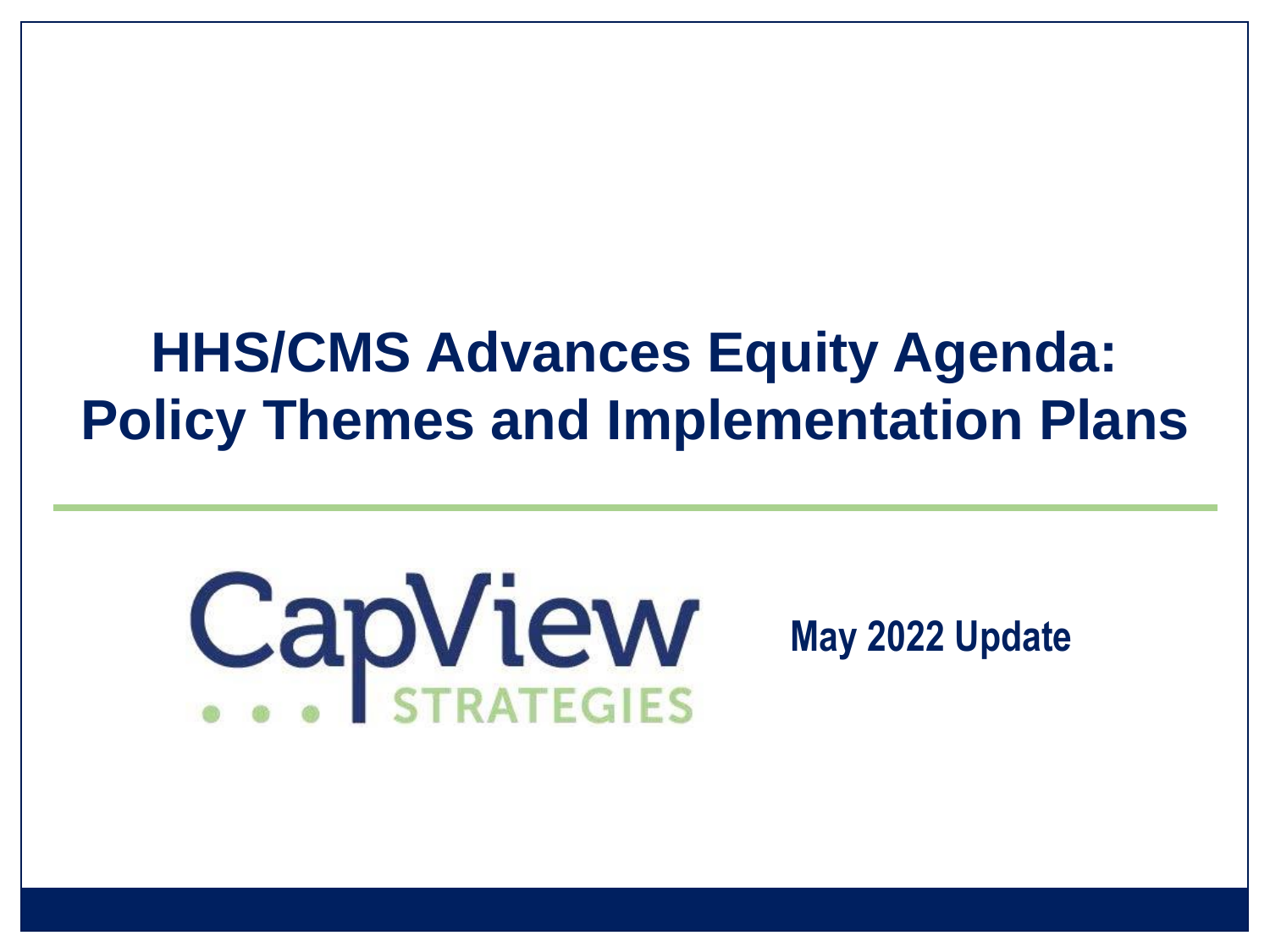# HHS/CMS Advances Equity Agenda: Policy Themes and Implementation Plans

CapView STRATEGIES

**May 2022 Update**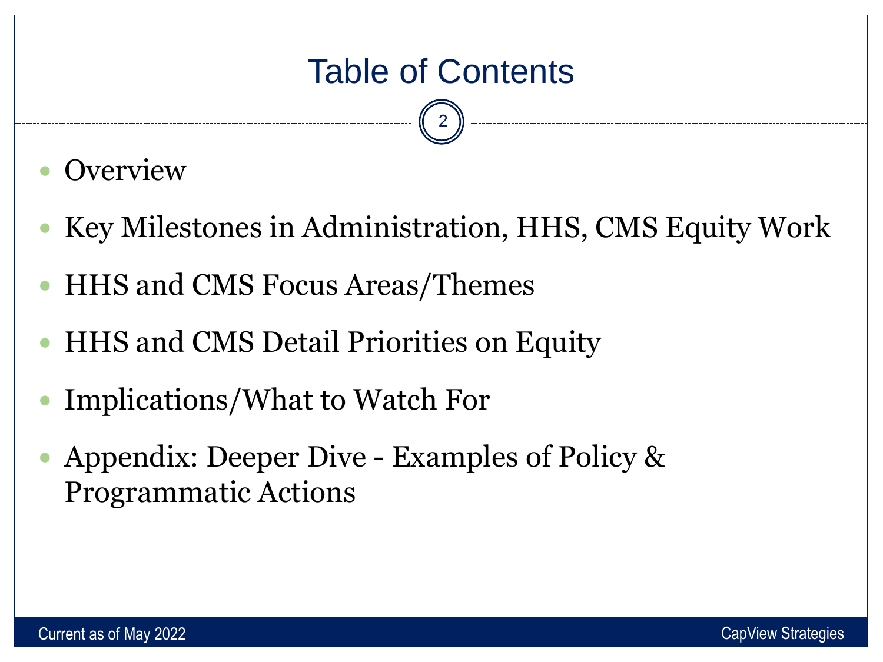# Table of Contents

- Overview
- Key Milestones in Administration, HHS, CMS Equity Work
- HHS and CMS Focus Areas/Themes
- HHS and CMS Detail Priorities on Equity
- Implications/What to Watch For
- Appendix: Deeper Dive - Examples of Policy & Programmatic Actions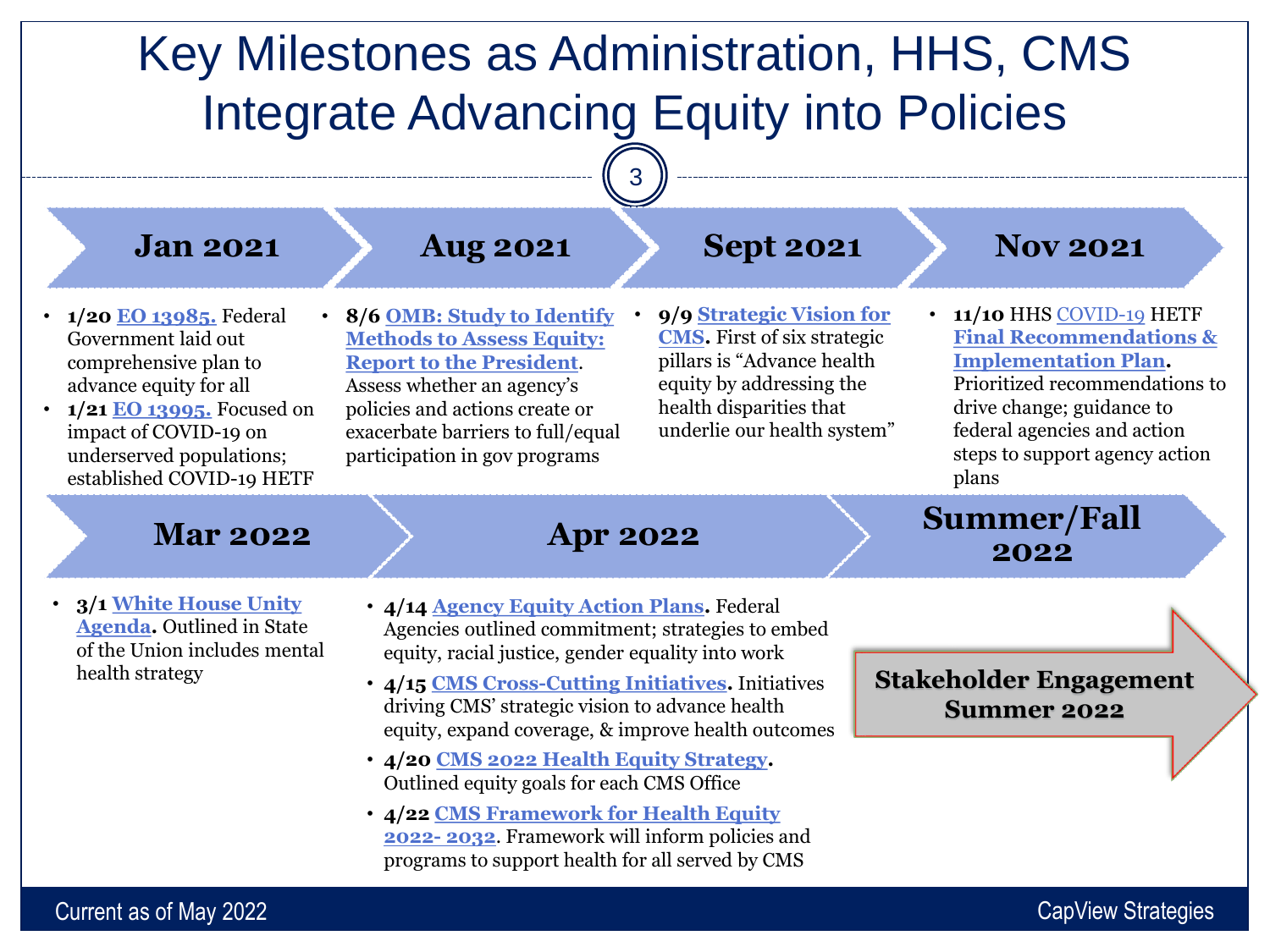# Key Milestones as Administration, HHS, CMS Integrate Advancing Equity into Policies

## Jan 2021

- **1/20 EO 13985.** Federal Government laid out comprehensive plan to advance equity for all
- **1/21 EO 13995.** Focused on impact of COVID-19 on underserved populations; established COVID-19 HETF

## Aug 2021

- **8/6 OMB: Study to Identify Methods to Assess Equity: Report to the President**. Assess whether an agency's policies and actions create or exacerbate barriers to full/equal participation in gov programs

## Sept 2021

- **9/9 Strategic Vision for CMS**. First of six strategic pillars is "Advance health equity by addressing the health disparities that underlie our health system"

## Nov 2021

- **11/10** HHS COVID-19 HETF **Final Recommendations & Implementation Plan**. Prioritized recommendations to drive change; guidance to federal agencies and action steps to support agency action plans

## Mar 2022

- **3/1 White House Unity Agenda.** Outlined in State of the Union includes mental health strategy

## Apr 2022

- **4/14 Agency Equity Action Plans**. Federal Agencies outlined commitment; strategies to embed equity, racial justice, gender equality into work
- **4/15 CMS Cross-Cutting Initiatives**. Initiatives driving CMS' strategic vision to advance health equity, expand coverage, & improve health outcomes
- **4/20 CMS 2022 Health Equity Strategy**. Outlined equity goals for each CMS Office
- **4/22 CMS Framework for Health Equity 2022- 2032**. Framework will inform policies and programs to support health for all served by CMS

## Summer/Fall 2022

**Stakeholder Engagement Summer 2022**

Current as of May 2022

CapView Strategies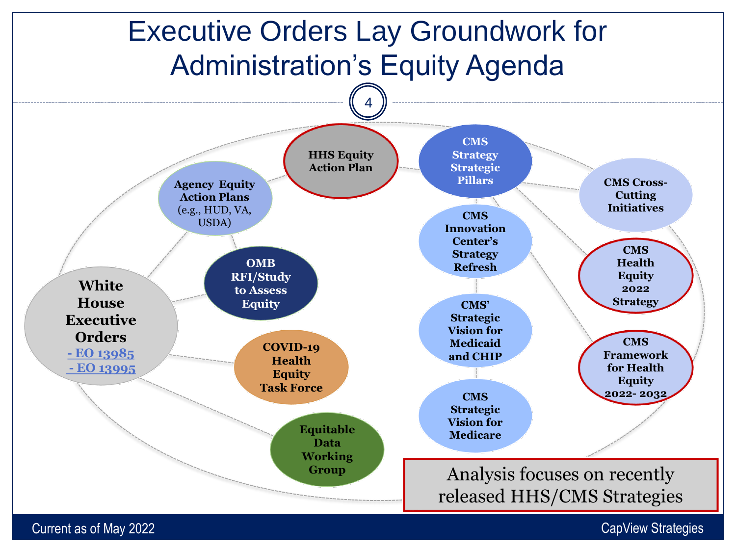# Executive Orders Lay Groundwork for Administration's Equity Agenda

**White House Executive Orders**
- EO 13985
- EO 13995

**Agency Equity Action Plans** (e.g., HUD, VA, USDA)

**OMB RFI/Study to Assess Equity**

**COVID-19 Health Equity Task Force**

**Equitable Data Working Group**

**HHS Equity Action Plan**

**CMS Strategy Strategic Pillars**

**CMS Cross-Cutting Initiatives**

**CMS Innovation Center's Strategy Refresh**

**CMS Health Equity 2022 Strategy**

**CMS' Strategic Vision for Medicaid and CHIP**

**CMS Framework for Health Equity 2022- 2032**

**CMS Strategic Vision for Medicare**

Analysis focuses on recently released HHS/CMS Strategies

Current as of May 2022

CapView Strategies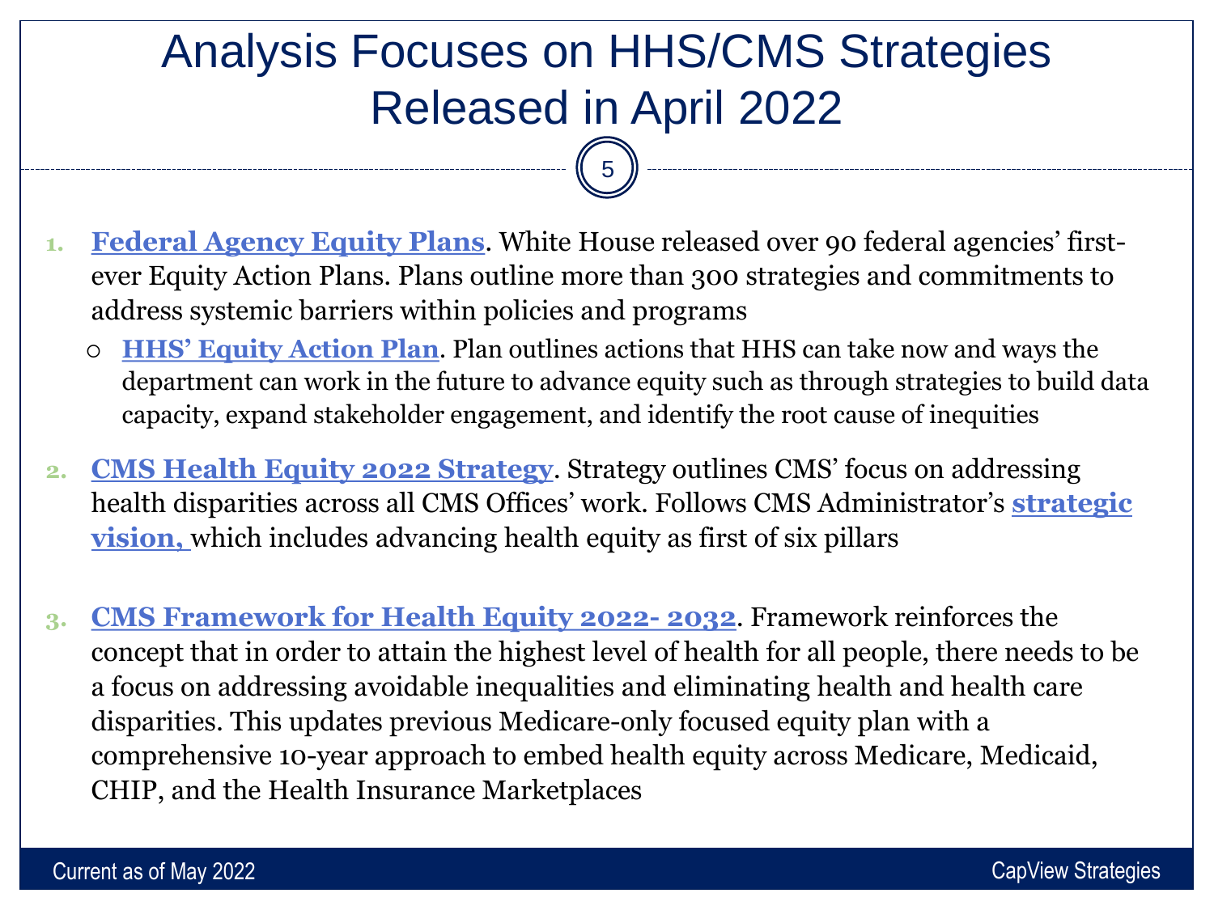# Analysis Focuses on HHS/CMS Strategies Released in April 2022

1. **Federal Agency Equity Plans**. White House released over 90 federal agencies' first-ever Equity Action Plans. Plans outline more than 300 strategies and commitments to address systemic barriers within policies and programs
   - **HHS' Equity Action Plan**. Plan outlines actions that HHS can take now and ways the department can work in the future to advance equity such as through strategies to build data capacity, expand stakeholder engagement, and identify the root cause of inequities

2. **CMS Health Equity 2022 Strategy**. Strategy outlines CMS' focus on addressing health disparities across all CMS Offices' work. Follows CMS Administrator's **strategic vision,** which includes advancing health equity as first of six pillars

3. **CMS Framework for Health Equity 2022- 2032**. Framework reinforces the concept that in order to attain the highest level of health for all people, there needs to be a focus on addressing avoidable inequalities and eliminating health and health care disparities. This updates previous Medicare-only focused equity plan with a comprehensive 10-year approach to embed health equity across Medicare, Medicaid, CHIP, and the Health Insurance Marketplaces

Current as of May 2022

CapView Strategies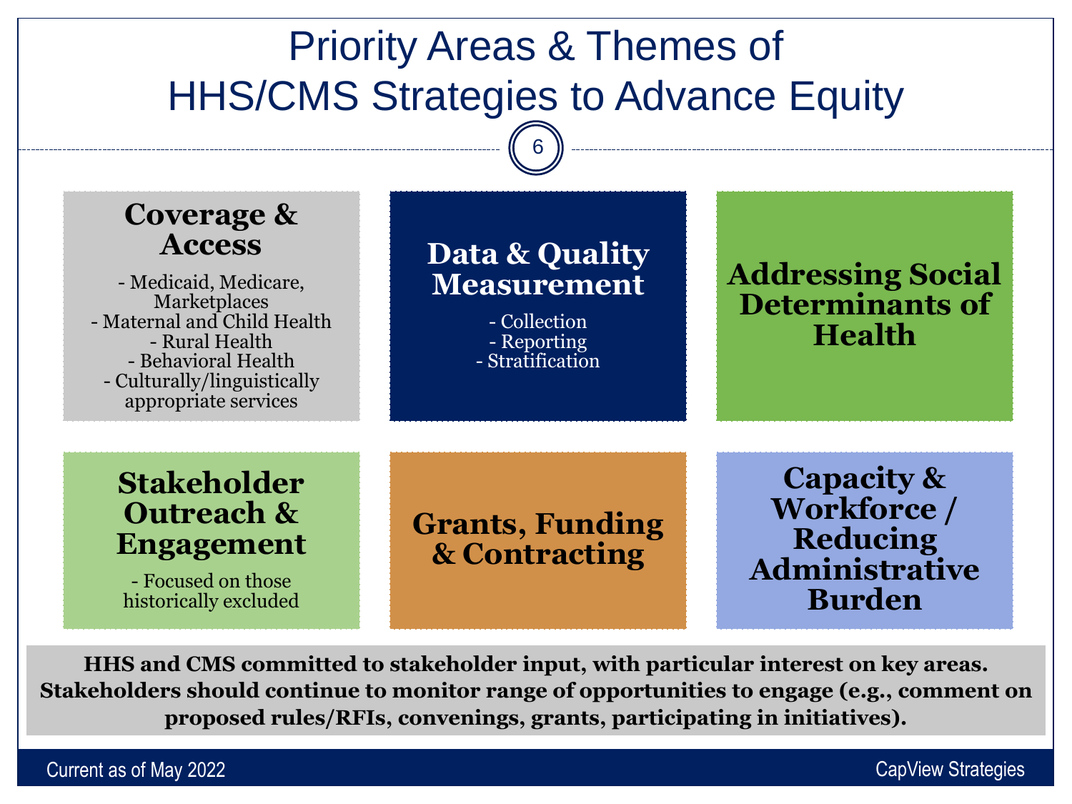# Priority Areas & Themes of HHS/CMS Strategies to Advance Equity

### Coverage & Access

- Medicaid, Medicare, Marketplaces
- Maternal and Child Health
- Rural Health
- Behavioral Health
- Culturally/linguistically appropriate services

### Data & Quality Measurement

- Collection
- Reporting
- Stratification

### Addressing Social Determinants of Health

### Stakeholder Outreach & Engagement

- Focused on those historically excluded

### Grants, Funding & Contracting

### Capacity & Workforce / Reducing Administrative Burden

**HHS and CMS committed to stakeholder input, with particular interest on key areas. Stakeholders should continue to monitor range of opportunities to engage (e.g., comment on proposed rules/RFIs, convenings, grants, participating in initiatives).**

Current as of May 2022

CapView Strategies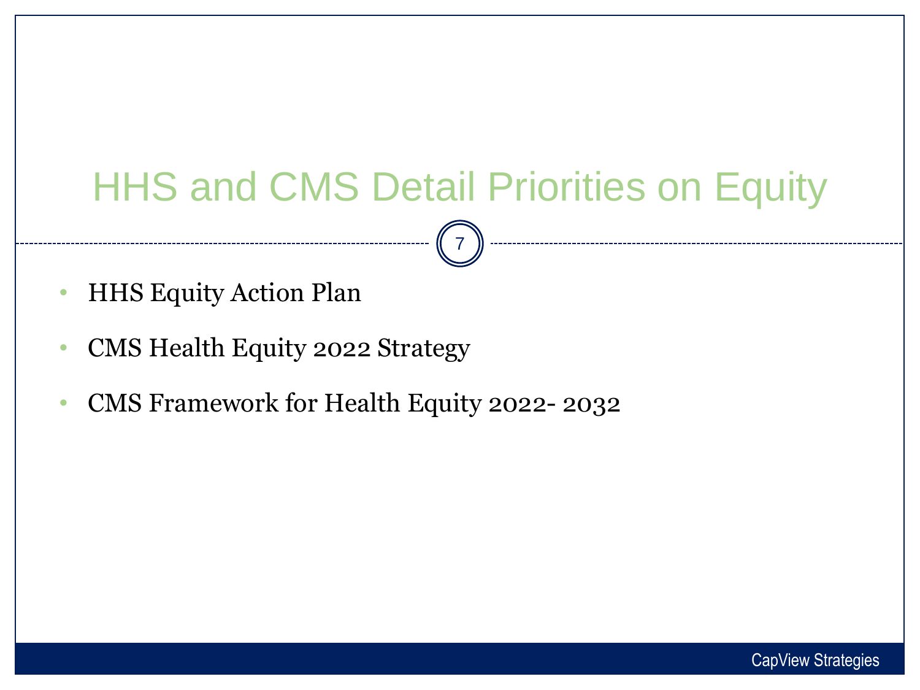# HHS and CMS Detail Priorities on Equity

- HHS Equity Action Plan
- CMS Health Equity 2022 Strategy
- CMS Framework for Health Equity 2022- 2032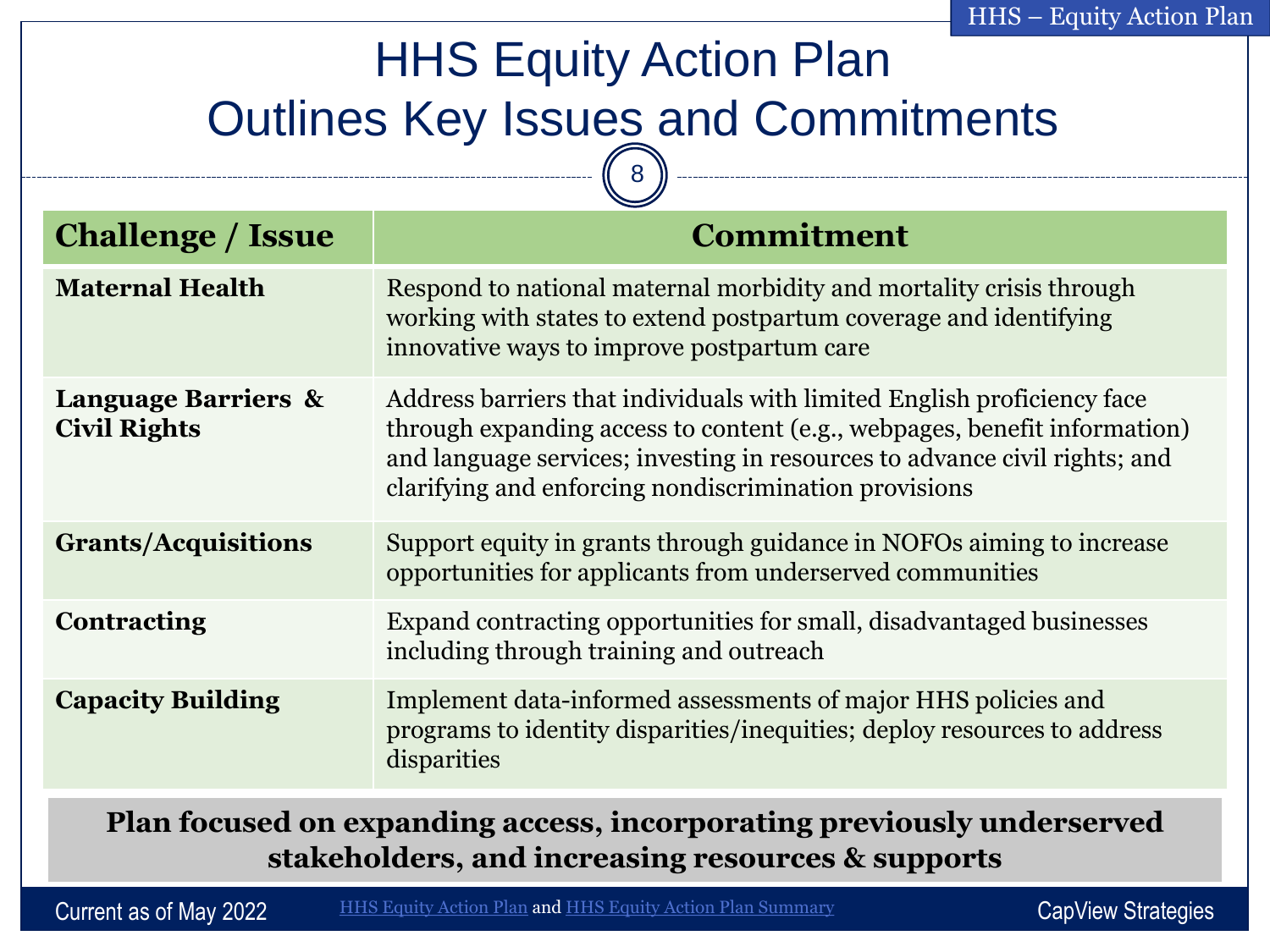# HHS Equity Action Plan Outlines Key Issues and Commitments

| Challenge / Issue | Commitment |
| --- | --- |
| **Maternal Health** | Respond to national maternal morbidity and mortality crisis through working with states to extend postpartum coverage and identifying innovative ways to improve postpartum care |
| **Language Barriers & Civil Rights** | Address barriers that individuals with limited English proficiency face through expanding access to content (e.g., webpages, benefit information) and language services; investing in resources to advance civil rights; and clarifying and enforcing nondiscrimination provisions |
| **Grants/Acquisitions** | Support equity in grants through guidance in NOFOs aiming to increase opportunities for applicants from underserved communities |
| **Contracting** | Expand contracting opportunities for small, disadvantaged businesses including through training and outreach |
| **Capacity Building** | Implement data-informed assessments of major HHS policies and programs to identity disparities/inequities; deploy resources to address disparities |

**Plan focused on expanding access, incorporating previously underserved stakeholders, and increasing resources & supports**

Current as of May 2022 — HHS Equity Action Plan and HHS Equity Action Plan Summary — CapView Strategies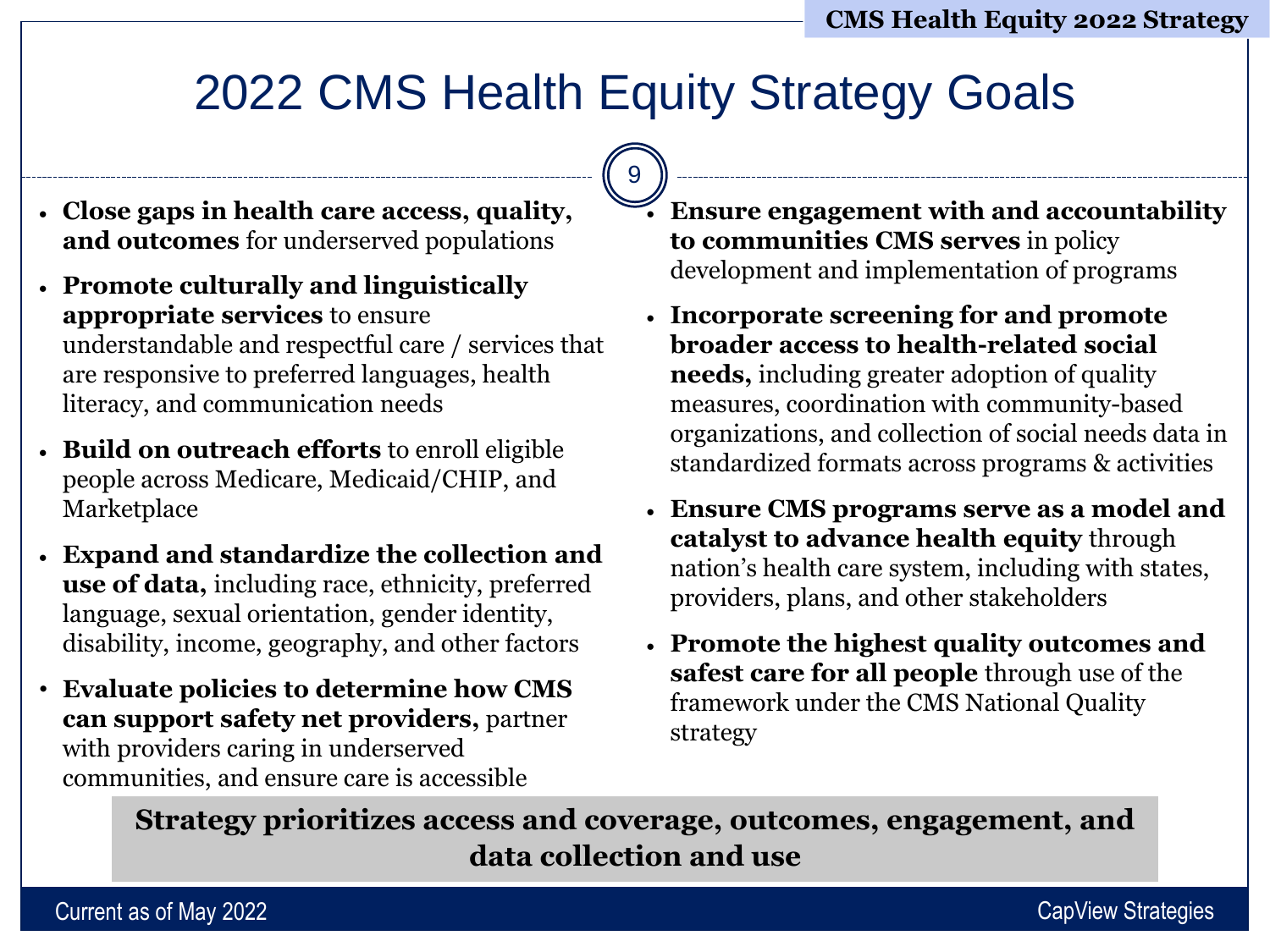# 2022 CMS Health Equity Strategy Goals

- **Close gaps in health care access, quality, and outcomes** for underserved populations
- **Promote culturally and linguistically appropriate services** to ensure understandable and respectful care / services that are responsive to preferred languages, health literacy, and communication needs
- **Build on outreach efforts** to enroll eligible people across Medicare, Medicaid/CHIP, and Marketplace
- **Expand and standardize the collection and use of data,** including race, ethnicity, preferred language, sexual orientation, gender identity, disability, income, geography, and other factors
- **Evaluate policies to determine how CMS can support safety net providers,** partner with providers caring in underserved communities, and ensure care is accessible
- **Ensure engagement with and accountability to communities CMS serves** in policy development and implementation of programs
- **Incorporate screening for and promote broader access to health-related social needs,** including greater adoption of quality measures, coordination with community-based organizations, and collection of social needs data in standardized formats across programs & activities
- **Ensure CMS programs serve as a model and catalyst to advance health equity** through nation's health care system, including with states, providers, plans, and other stakeholders
- **Promote the highest quality outcomes and safest care for all people** through use of the framework under the CMS National Quality strategy

**Strategy prioritizes access and coverage, outcomes, engagement, and data collection and use**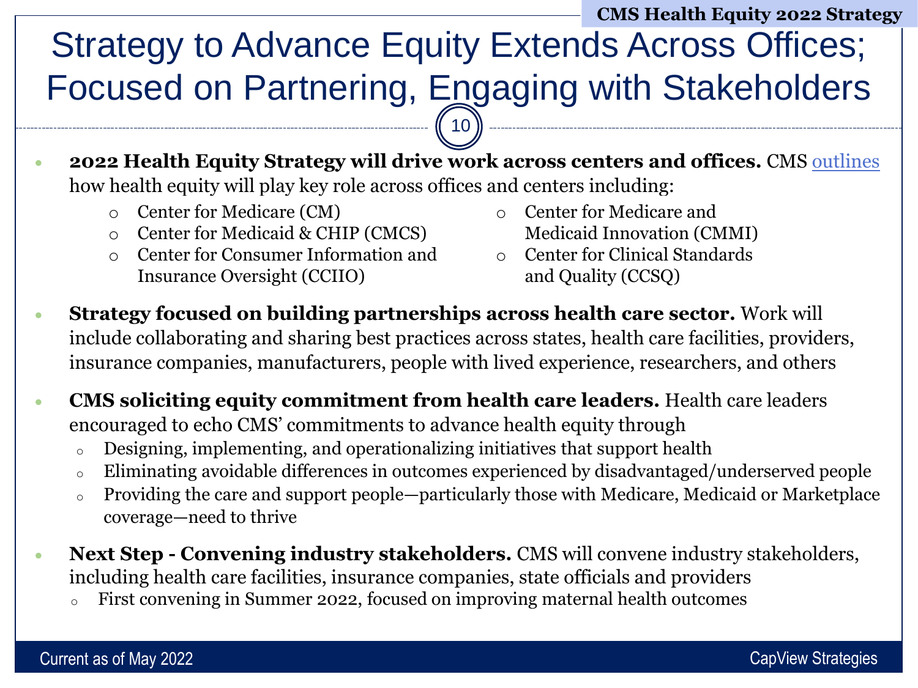# Strategy to Advance Equity Extends Across Offices; Focused on Partnering, Engaging with Stakeholders

- **2022 Health Equity Strategy will drive work across centers and offices.** CMS outlines how health equity will play key role across offices and centers including:
  - Center for Medicare (CM)
  - Center for Medicaid & CHIP (CMCS)
  - Center for Consumer Information and Insurance Oversight (CCIIO)
  - Center for Medicare and Medicaid Innovation (CMMI)
  - Center for Clinical Standards and Quality (CCSQ)
- **Strategy focused on building partnerships across health care sector.** Work will include collaborating and sharing best practices across states, health care facilities, providers, insurance companies, manufacturers, people with lived experience, researchers, and others
- **CMS soliciting equity commitment from health care leaders.** Health care leaders encouraged to echo CMS' commitments to advance health equity through
  - Designing, implementing, and operationalizing initiatives that support health
  - Eliminating avoidable differences in outcomes experienced by disadvantaged/underserved people
  - Providing the care and support people—particularly those with Medicare, Medicaid or Marketplace coverage—need to thrive
- **Next Step - Convening industry stakeholders.** CMS will convene industry stakeholders, including health care facilities, insurance companies, state officials and providers
  - First convening in Summer 2022, focused on improving maternal health outcomes

Current as of May 2022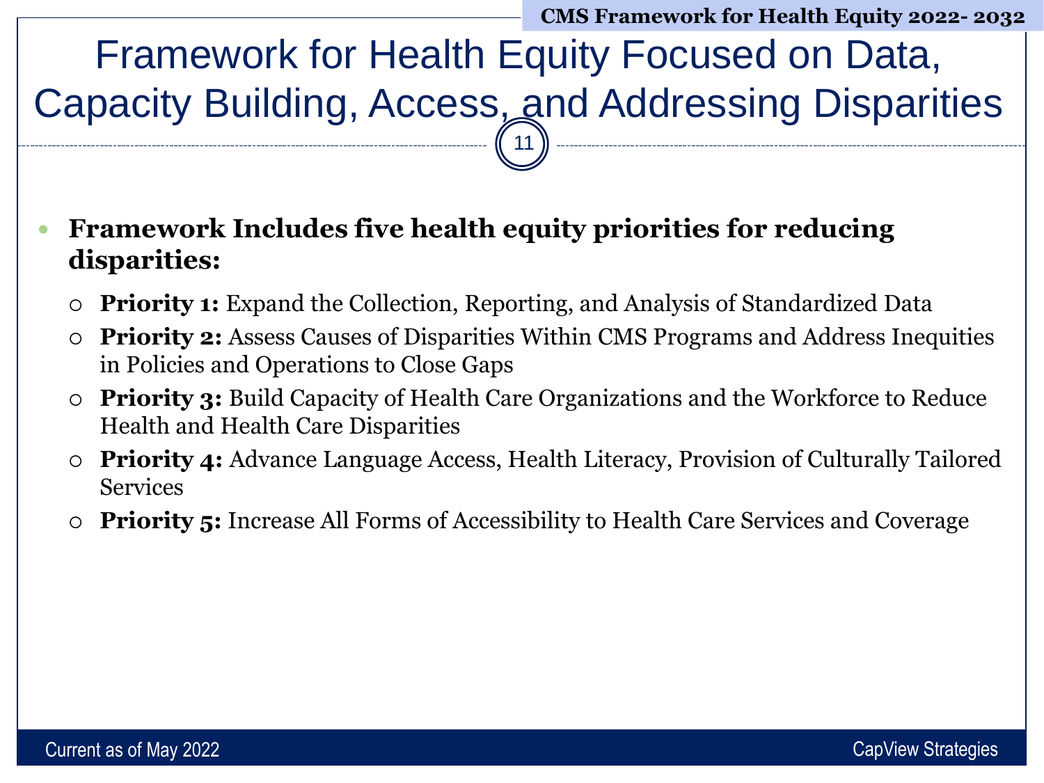# Framework for Health Equity Focused on Data, Capacity Building, Access, and Addressing Disparities

- **Framework Includes five health equity priorities for reducing disparities:**
  - **Priority 1:** Expand the Collection, Reporting, and Analysis of Standardized Data
  - **Priority 2:** Assess Causes of Disparities Within CMS Programs and Address Inequities in Policies and Operations to Close Gaps
  - **Priority 3:** Build Capacity of Health Care Organizations and the Workforce to Reduce Health and Health Care Disparities
  - **Priority 4:** Advance Language Access, Health Literacy, Provision of Culturally Tailored Services
  - **Priority 5:** Increase All Forms of Accessibility to Health Care Services and Coverage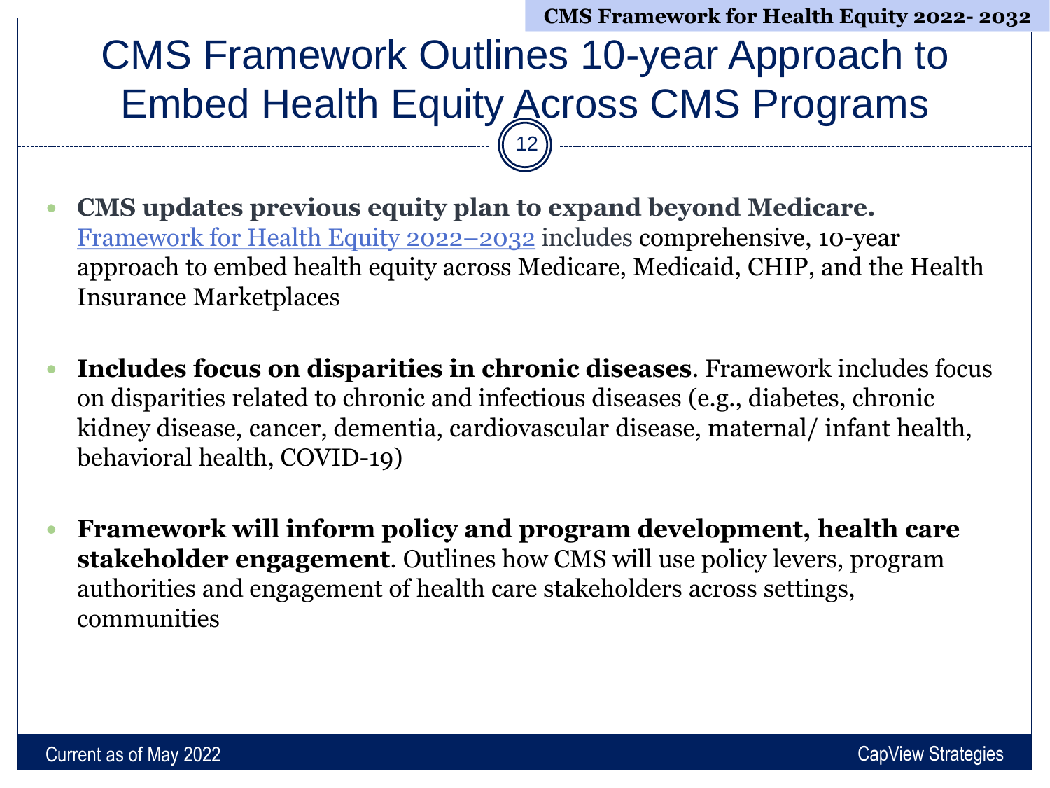# CMS Framework Outlines 10-year Approach to Embed Health Equity Across CMS Programs

- **CMS updates previous equity plan to expand beyond Medicare.** Framework for Health Equity 2022–2032 includes comprehensive, 10-year approach to embed health equity across Medicare, Medicaid, CHIP, and the Health Insurance Marketplaces

- **Includes focus on disparities in chronic diseases**. Framework includes focus on disparities related to chronic and infectious diseases (e.g., diabetes, chronic kidney disease, cancer, dementia, cardiovascular disease, maternal/ infant health, behavioral health, COVID-19)

- **Framework will inform policy and program development, health care stakeholder engagement**. Outlines how CMS will use policy levers, program authorities and engagement of health care stakeholders across settings, communities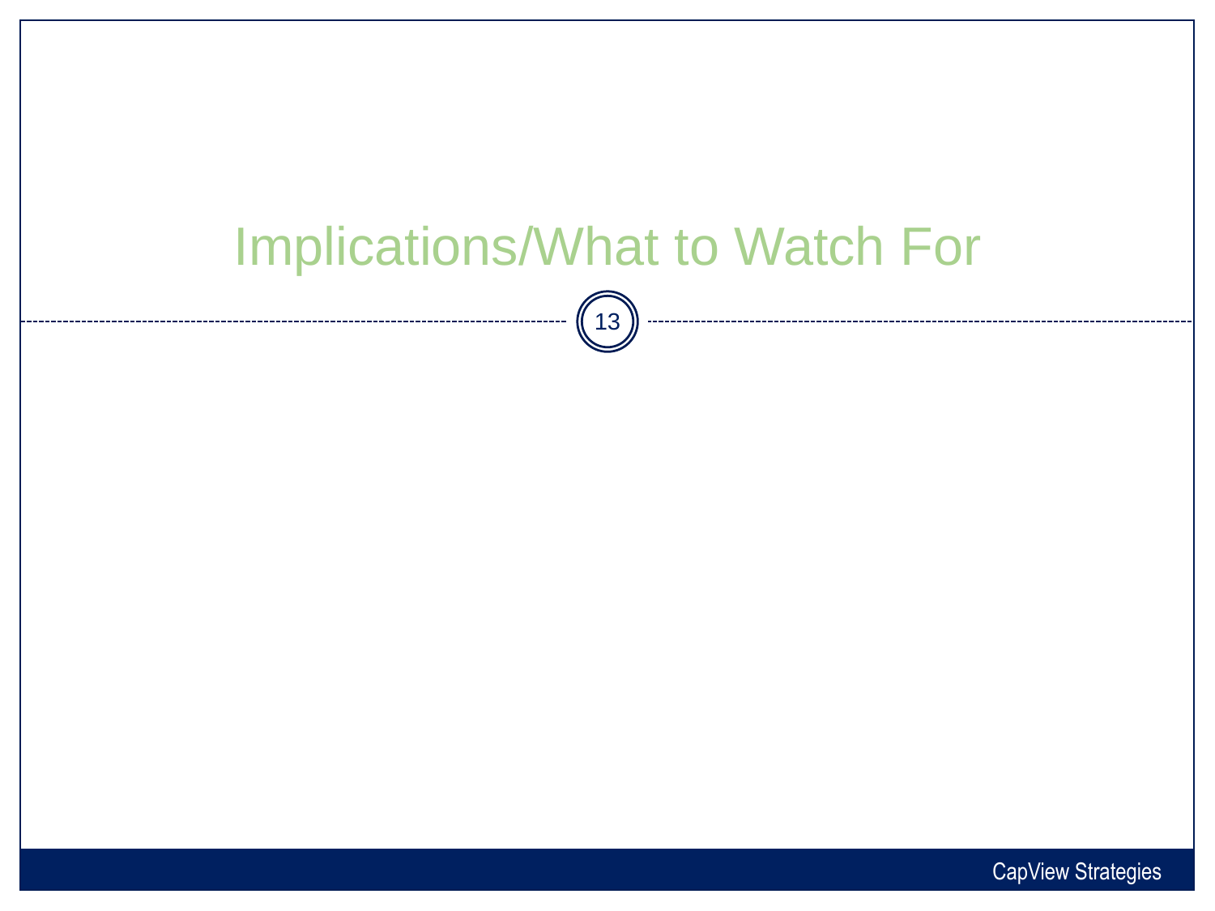# Implications/What to Watch For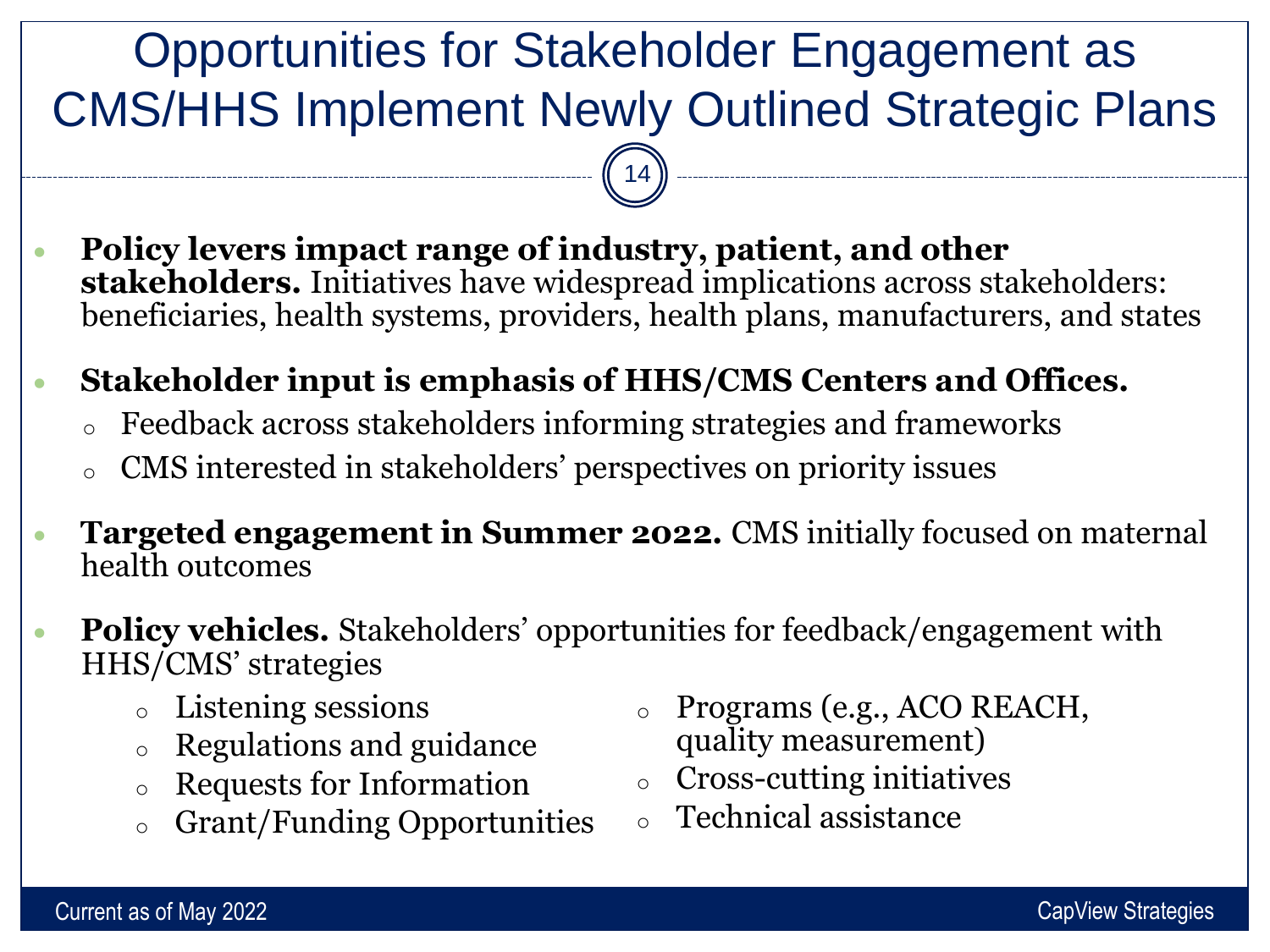# Opportunities for Stakeholder Engagement as CMS/HHS Implement Newly Outlined Strategic Plans

- **Policy levers impact range of industry, patient, and other stakeholders.** Initiatives have widespread implications across stakeholders: beneficiaries, health systems, providers, health plans, manufacturers, and states
- **Stakeholder input is emphasis of HHS/CMS Centers and Offices.**
  - Feedback across stakeholders informing strategies and frameworks
  - CMS interested in stakeholders' perspectives on priority issues
- **Targeted engagement in Summer 2022.** CMS initially focused on maternal health outcomes
- **Policy vehicles.** Stakeholders' opportunities for feedback/engagement with HHS/CMS' strategies
  - Listening sessions
  - Regulations and guidance
  - Requests for Information
  - Grant/Funding Opportunities
  - Programs (e.g., ACO REACH, quality measurement)
  - Cross-cutting initiatives
  - Technical assistance

Current as of May 2022

CapView Strategies